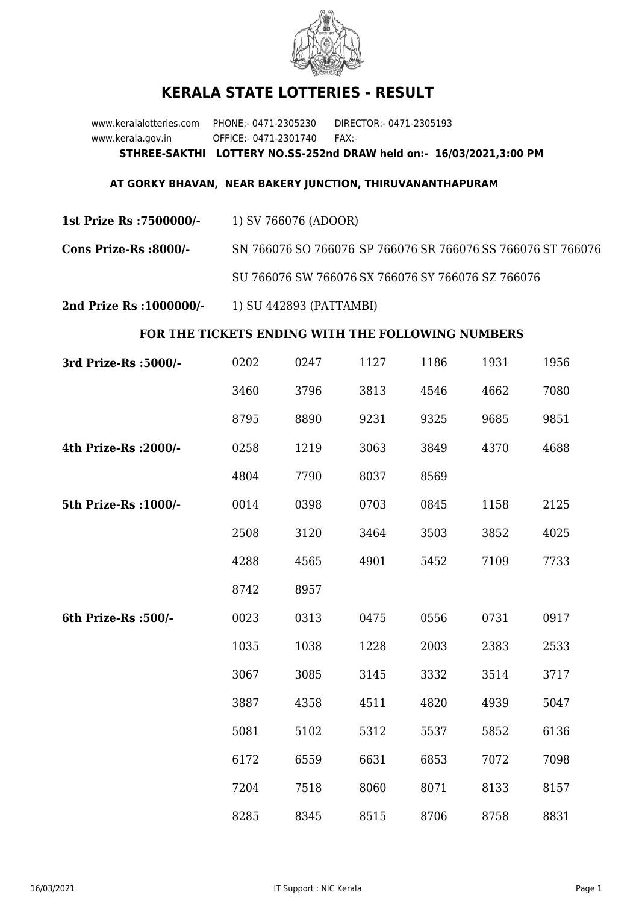# KERALA STATE LOTTERIES - RESULT

www.keralalotteries.com PHONE:- 0471-2305230 DIRECTOR:- 0471-2305193
www.kerala.gov.in OFFICE:- 0471-2301740 FAX:-

**STHREE-SAKTHI LOTTERY NO.SS-252nd DRAW held on:- 16/03/2021,3:00 PM**

**AT GORKY BHAVAN, NEAR BAKERY JUNCTION, THIRUVANANTHAPURAM**

**1st Prize Rs :7500000/-** 1) SV 766076 (ADOOR)

**Cons Prize-Rs :8000/-** SN 766076 SO 766076 SP 766076 SR 766076 SS 766076 ST 766076 SU 766076 SW 766076 SX 766076 SY 766076 SZ 766076

**2nd Prize Rs :1000000/-** 1) SU 442893 (PATTAMBI)

**FOR THE TICKETS ENDING WITH THE FOLLOWING NUMBERS**

| Prize | | | | | | |
|---|---|---|---|---|---|---|
| **3rd Prize-Rs :5000/-** | 0202 | 0247 | 1127 | 1186 | 1931 | 1956 |
| | 3460 | 3796 | 3813 | 4546 | 4662 | 7080 |
| | 8795 | 8890 | 9231 | 9325 | 9685 | 9851 |
| **4th Prize-Rs :2000/-** | 0258 | 1219 | 3063 | 3849 | 4370 | 4688 |
| | 4804 | 7790 | 8037 | 8569 | | |
| **5th Prize-Rs :1000/-** | 0014 | 0398 | 0703 | 0845 | 1158 | 2125 |
| | 2508 | 3120 | 3464 | 3503 | 3852 | 4025 |
| | 4288 | 4565 | 4901 | 5452 | 7109 | 7733 |
| | 8742 | 8957 | | | | |
| **6th Prize-Rs :500/-** | 0023 | 0313 | 0475 | 0556 | 0731 | 0917 |
| | 1035 | 1038 | 1228 | 2003 | 2383 | 2533 |
| | 3067 | 3085 | 3145 | 3332 | 3514 | 3717 |
| | 3887 | 4358 | 4511 | 4820 | 4939 | 5047 |
| | 5081 | 5102 | 5312 | 5537 | 5852 | 6136 |
| | 6172 | 6559 | 6631 | 6853 | 7072 | 7098 |
| | 7204 | 7518 | 8060 | 8071 | 8133 | 8157 |
| | 8285 | 8345 | 8515 | 8706 | 8758 | 8831 |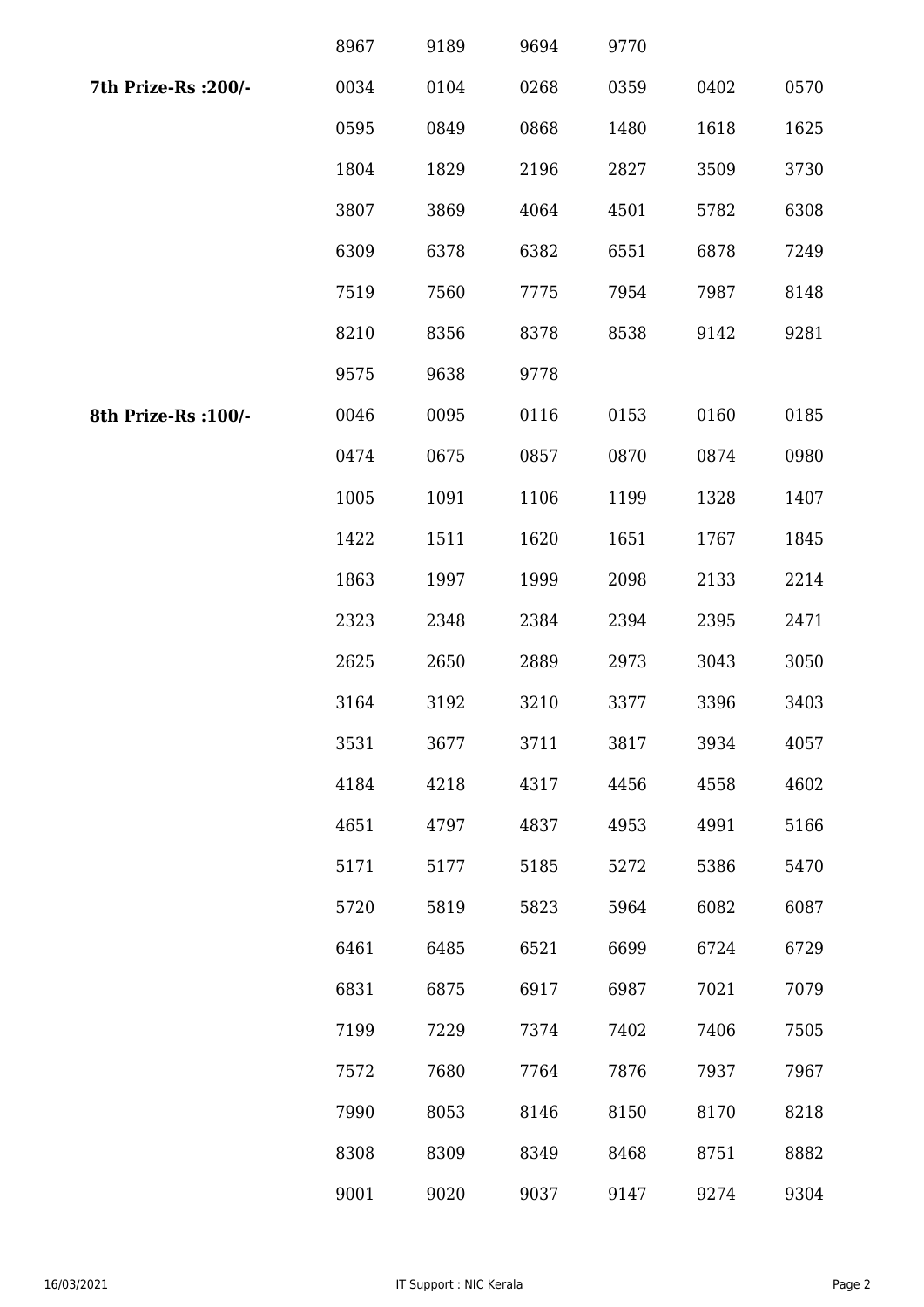|  | 8967 | 9189 | 9694 | 9770 |  |  |
|---|---|---|---|---|---|---|
| **7th Prize-Rs :200/-** | 0034 | 0104 | 0268 | 0359 | 0402 | 0570 |
|  | 0595 | 0849 | 0868 | 1480 | 1618 | 1625 |
|  | 1804 | 1829 | 2196 | 2827 | 3509 | 3730 |
|  | 3807 | 3869 | 4064 | 4501 | 5782 | 6308 |
|  | 6309 | 6378 | 6382 | 6551 | 6878 | 7249 |
|  | 7519 | 7560 | 7775 | 7954 | 7987 | 8148 |
|  | 8210 | 8356 | 8378 | 8538 | 9142 | 9281 |
|  | 9575 | 9638 | 9778 |  |  |  |
| **8th Prize-Rs :100/-** | 0046 | 0095 | 0116 | 0153 | 0160 | 0185 |
|  | 0474 | 0675 | 0857 | 0870 | 0874 | 0980 |
|  | 1005 | 1091 | 1106 | 1199 | 1328 | 1407 |
|  | 1422 | 1511 | 1620 | 1651 | 1767 | 1845 |
|  | 1863 | 1997 | 1999 | 2098 | 2133 | 2214 |
|  | 2323 | 2348 | 2384 | 2394 | 2395 | 2471 |
|  | 2625 | 2650 | 2889 | 2973 | 3043 | 3050 |
|  | 3164 | 3192 | 3210 | 3377 | 3396 | 3403 |
|  | 3531 | 3677 | 3711 | 3817 | 3934 | 4057 |
|  | 4184 | 4218 | 4317 | 4456 | 4558 | 4602 |
|  | 4651 | 4797 | 4837 | 4953 | 4991 | 5166 |
|  | 5171 | 5177 | 5185 | 5272 | 5386 | 5470 |
|  | 5720 | 5819 | 5823 | 5964 | 6082 | 6087 |
|  | 6461 | 6485 | 6521 | 6699 | 6724 | 6729 |
|  | 6831 | 6875 | 6917 | 6987 | 7021 | 7079 |
|  | 7199 | 7229 | 7374 | 7402 | 7406 | 7505 |
|  | 7572 | 7680 | 7764 | 7876 | 7937 | 7967 |
|  | 7990 | 8053 | 8146 | 8150 | 8170 | 8218 |
|  | 8308 | 8309 | 8349 | 8468 | 8751 | 8882 |
|  | 9001 | 9020 | 9037 | 9147 | 9274 | 9304 |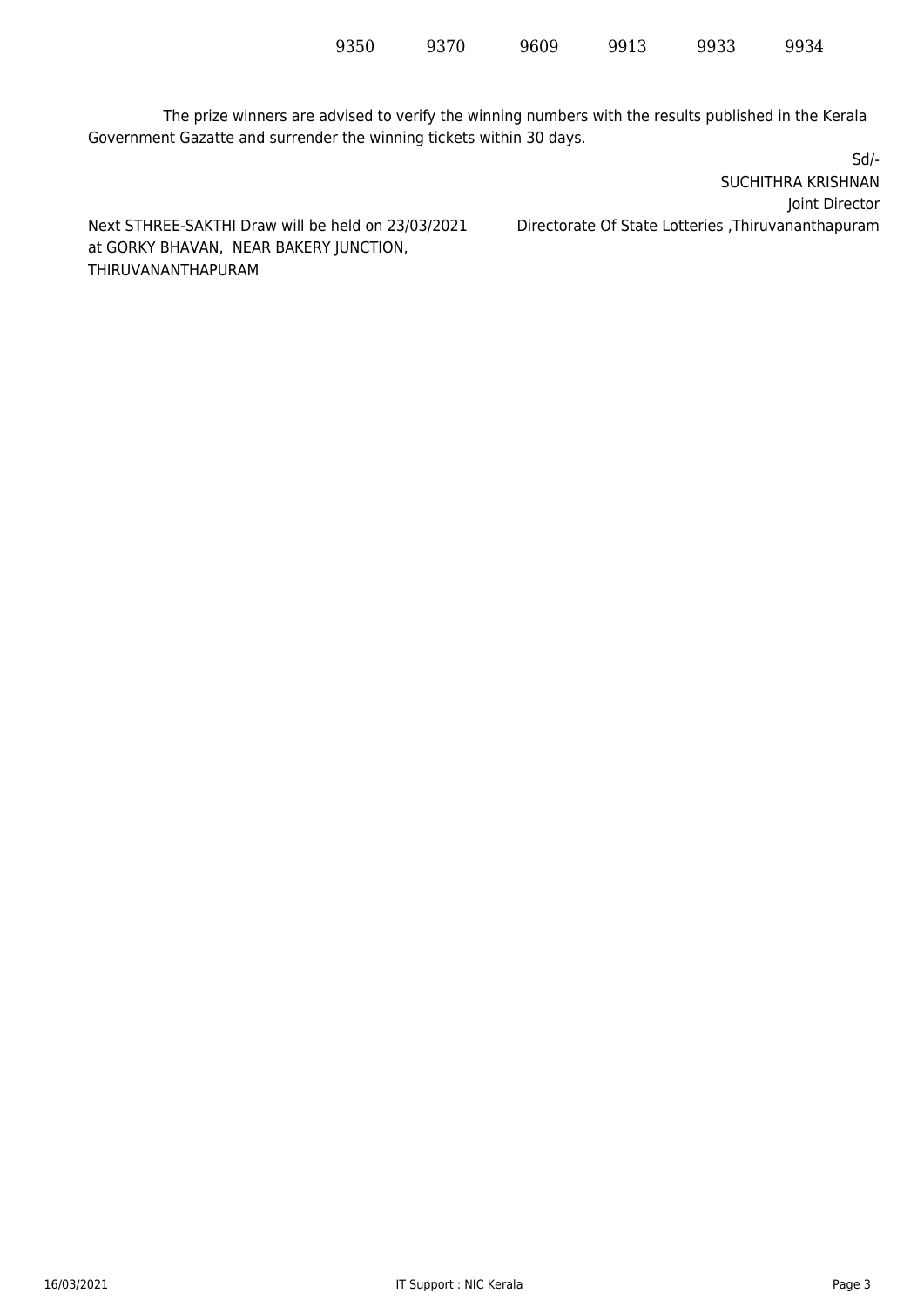| | | | | | |
|---|---|---|---|---|---|
| 9350 | 9370 | 9609 | 9913 | 9933 | 9934 |

The prize winners are advised to verify the winning numbers with the results published in the Kerala Government Gazatte and surrender the winning tickets within 30 days.

Sd/-
SUCHITHRA KRISHNAN
Joint Director
Directorate Of State Lotteries ,Thiruvananthapuram

Next STHREE-SAKTHI Draw will be held on 23/03/2021 at GORKY BHAVAN, NEAR BAKERY JUNCTION, THIRUVANANTHAPURAM